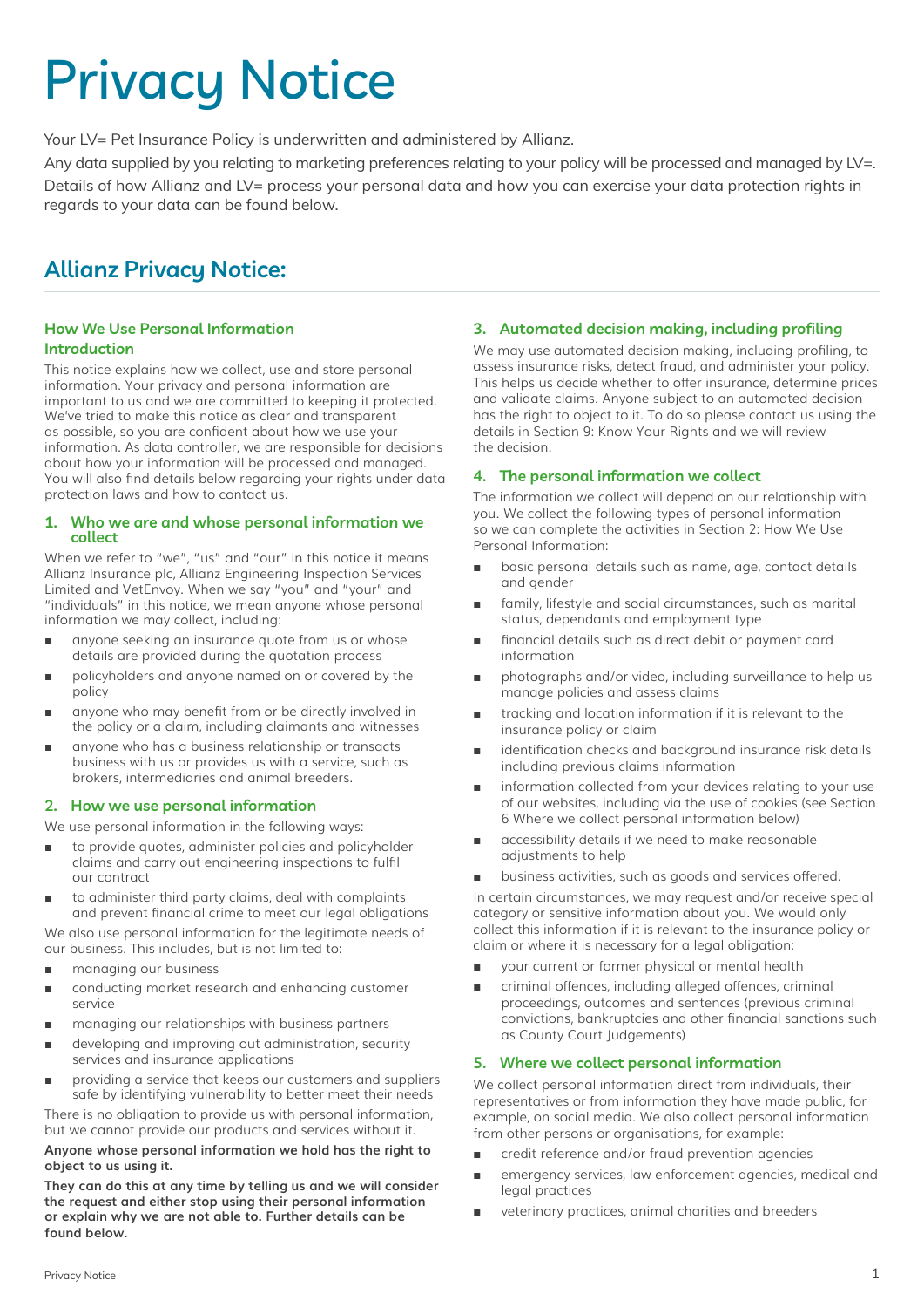# Privacy Notice

Your LV= Pet Insurance Policy is underwritten and administered by Allianz.

Any data supplied by you relating to marketing preferences relating to your policy will be processed and managed by LV=.

Details of how Allianz and LV= process your personal data and how you can exercise your data protection rights in regards to your data can be found below.

## Allianz Privacy Notice:

### How We Use Personal Information

### Introduction

This notice explains how we collect, use and store personal information. Your privacy and personal information are important to us and we are committed to keeping it protected. We've tried to make this notice as clear and transparent as possible, so you are confident about how we use your information. As data controller, we are responsible for decisions about how your information will be processed and managed. You will also find details below regarding your rights under data protection laws and how to contact us.

### 1. Who we are and whose personal information we collect

When we refer to "we", "us" and "our" in this notice it means Allianz Insurance plc, Allianz Engineering Inspection Services Limited and VetEnvoy. When we say "you" and "your" and "individuals" in this notice, we mean anyone whose personal information we may collect, including:

- anyone seeking an insurance quote from us or whose details are provided during the quotation process
- policyholders and anyone named on or covered by the policy
- anyone who may benefit from or be directly involved in the policy or a claim, including claimants and witnesses
- anyone who has a business relationship or transacts business with us or provides us with a service, such as brokers, intermediaries and animal breeders.

### 2. How we use personal information

We use personal information in the following ways:

- to provide quotes, administer policies and policyholder claims and carry out engineering inspections to fulfil our contract
- to administer third party claims, deal with complaints and prevent financial crime to meet our legal obligations

We also use personal information for the legitimate needs of our business. This includes, but is not limited to:

- managing our business
- conducting market research and enhancing customer service
- managing our relationships with business partners
- developing and improving out administration, security services and insurance applications
- providing a service that keeps our customers and suppliers safe by identifying vulnerability to better meet their needs

There is no obligation to provide us with personal information, but we cannot provide our products and services without it.

**Anyone whose personal information we hold has the right to object to us using it.**

**They can do this at any time by telling us and we will consider the request and either stop using their personal information or explain why we are not able to. Further details can be found below.**

### 3. Automated decision making, including profiling

We may use automated decision making, including profiling, to assess insurance risks, detect fraud, and administer your policy. This helps us decide whether to offer insurance, determine prices and validate claims. Anyone subject to an automated decision has the right to object to it. To do so please contact us using the details in Section 9: Know Your Rights and we will review the decision.

### 4. The personal information we collect

The information we collect will depend on our relationship with you. We collect the following types of personal information so we can complete the activities in Section 2: How We Use Personal Information:

- basic personal details such as name, age, contact details and gender
- family, lifestyle and social circumstances, such as marital status, dependants and employment type
- financial details such as direct debit or payment card information
- photographs and/or video, including surveillance to help us manage policies and assess claims
- tracking and location information if it is relevant to the insurance policy or claim
- identification checks and background insurance risk details including previous claims information
- information collected from your devices relating to your use of our websites, including via the use of cookies (see Section 6 Where we collect personal information below)
- accessibility details if we need to make reasonable adjustments to help
- business activities, such as goods and services offered.

In certain circumstances, we may request and/or receive special category or sensitive information about you. We would only collect this information if it is relevant to the insurance policy or claim or where it is necessary for a legal obligation:

- your current or former physical or mental health
- criminal offences, including alleged offences, criminal proceedings, outcomes and sentences (previous criminal convictions, bankruptcies and other financial sanctions such as County Court Judgements)

### 5. Where we collect personal information

We collect personal information direct from individuals, their representatives or from information they have made public, for example, on social media. We also collect personal information from other persons or organisations, for example:

- credit reference and/or fraud prevention agencies
- emergency services, law enforcement agencies, medical and legal practices
- veterinary practices, animal charities and breeders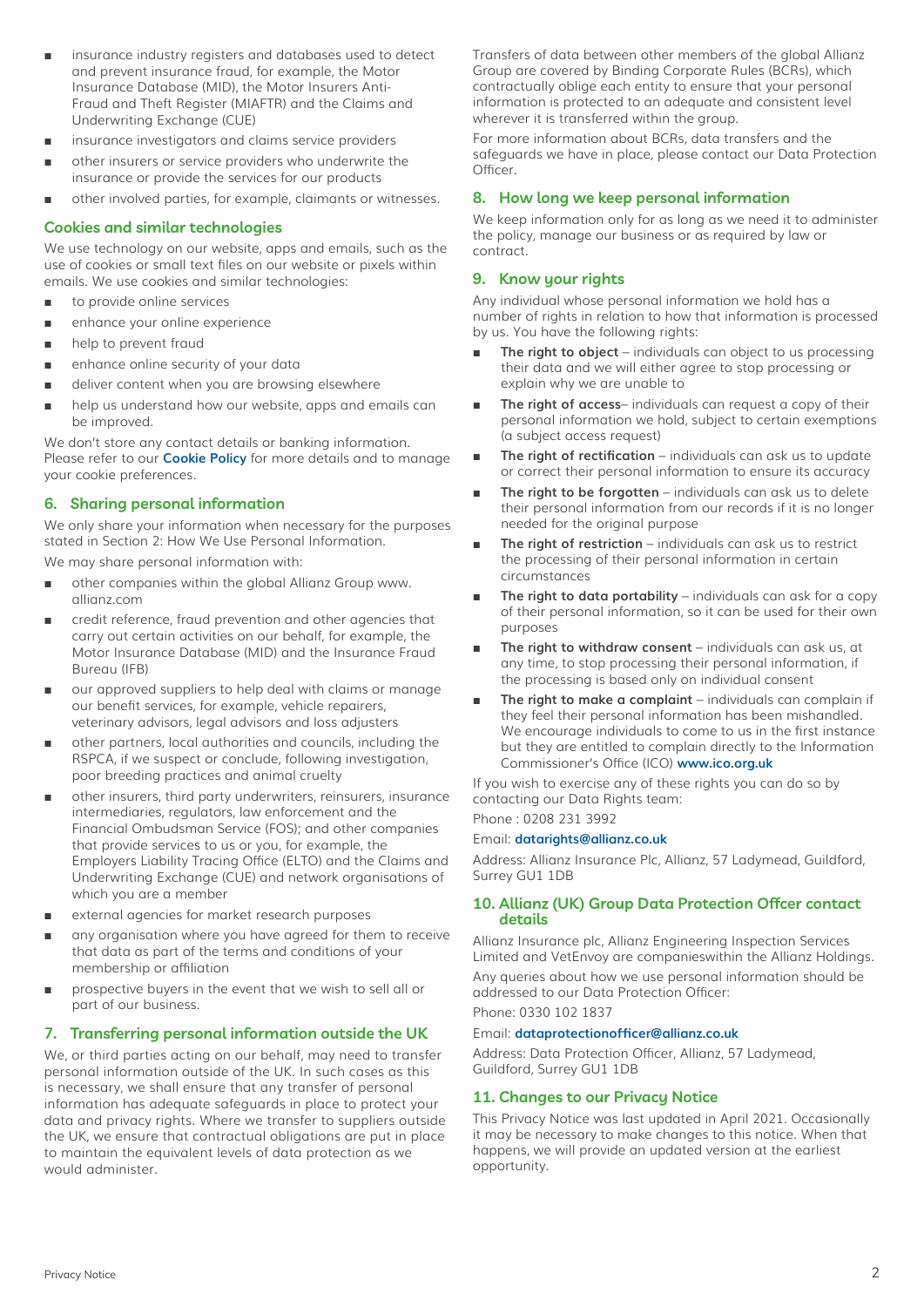- insurance industry registers and databases used to detect and prevent insurance fraud, for example, the Motor Insurance Database (MID), the Motor Insurers Anti-Fraud and Theft Register (MIAFTR) and the Claims and Underwriting Exchange (CUE)
- insurance investigators and claims service providers
- other insurers or service providers who underwrite the insurance or provide the services for our products
- other involved parties, for example, claimants or witnesses.

### Cookies and similar technologies

We use technology on our website, apps and emails, such as the use of cookies or small text files on our website or pixels within emails. We use cookies and similar technologies:

- to provide online services
- enhance your online experience
- help to prevent fraud
- enhance online security of your data
- deliver content when you are browsing elsewhere
- help us understand how our website, apps and emails can be improved.

We don't store any contact details or banking information. Please refer to our **Cookie Policy** for more details and to manage your cookie preferences.

## 6. Sharing personal information

We only share your information when necessary for the purposes stated in Section 2: How We Use Personal Information.

We may share personal information with:

- other companies within the global Allianz Group www.allianz.com
- credit reference, fraud prevention and other agencies that carry out certain activities on our behalf, for example, the Motor Insurance Database (MID) and the Insurance Fraud Bureau (IFB)
- our approved suppliers to help deal with claims or manage our benefit services, for example, vehicle repairers, veterinary advisors, legal advisors and loss adjusters
- other partners, local authorities and councils, including the RSPCA, if we suspect or conclude, following investigation, poor breeding practices and animal cruelty
- other insurers, third party underwriters, reinsurers, insurance intermediaries, regulators, law enforcement and the Financial Ombudsman Service (FOS); and other companies that provide services to us or you, for example, the Employers Liability Tracing Office (ELTO) and the Claims and Underwriting Exchange (CUE) and network organisations of which you are a member
- external agencies for market research purposes
- any organisation where you have agreed for them to receive that data as part of the terms and conditions of your membership or affiliation
- prospective buyers in the event that we wish to sell all or part of our business.

## 7. Transferring personal information outside the UK

We, or third parties acting on our behalf, may need to transfer personal information outside of the UK. In such cases as this is necessary, we shall ensure that any transfer of personal information has adequate safeguards in place to protect your data and privacy rights. Where we transfer to suppliers outside the UK, we ensure that contractual obligations are put in place to maintain the equivalent levels of data protection as we would administer.

Transfers of data between other members of the global Allianz Group are covered by Binding Corporate Rules (BCRs), which contractually oblige each entity to ensure that your personal information is protected to an adequate and consistent level wherever it is transferred within the group.

For more information about BCRs, data transfers and the safeguards we have in place, please contact our Data Protection Officer.

## 8. How long we keep personal information

We keep information only for as long as we need it to administer the policy, manage our business or as required by law or contract.

## 9. Know your rights

Any individual whose personal information we hold has a number of rights in relation to how that information is processed by us. You have the following rights:

- **The right to object** – individuals can object to us processing their data and we will either agree to stop processing or explain why we are unable to
- **The right of access**– individuals can request a copy of their personal information we hold, subject to certain exemptions (a subject access request)
- **The right of rectification** – individuals can ask us to update or correct their personal information to ensure its accuracy
- **The right to be forgotten** – individuals can ask us to delete their personal information from our records if it is no longer needed for the original purpose
- **The right of restriction** – individuals can ask us to restrict the processing of their personal information in certain circumstances
- **The right to data portability** – individuals can ask for a copy of their personal information, so it can be used for their own purposes
- **The right to withdraw consent** – individuals can ask us, at any time, to stop processing their personal information, if the processing is based only on individual consent
- **The right to make a complaint** – individuals can complain if they feel their personal information has been mishandled. We encourage individuals to come to us in the first instance but they are entitled to complain directly to the Information Commissioner's Office (ICO) **www.ico.org.uk**

If you wish to exercise any of these rights you can do so by contacting our Data Rights team:

Phone : 0208 231 3992

Email: **datarights@allianz.co.uk**

Address: Allianz Insurance Plc, Allianz, 57 Ladymead, Guildford, Surrey GU1 1DB

## 10. Allianz (UK) Group Data Protection Offcer contact details

Allianz Insurance plc, Allianz Engineering Inspection Services Limited and VetEnvoy are companieswithin the Allianz Holdings.

Any queries about how we use personal information should be addressed to our Data Protection Officer:

Phone: 0330 102 1837

Email: **dataprotectionofficer@allianz.co.uk**

Address: Data Protection Officer, Allianz, 57 Ladymead, Guildford, Surrey GU1 1DB

## 11. Changes to our Privacy Notice

This Privacy Notice was last updated in April 2021. Occasionally it may be necessary to make changes to this notice. When that happens, we will provide an updated version at the earliest opportunity.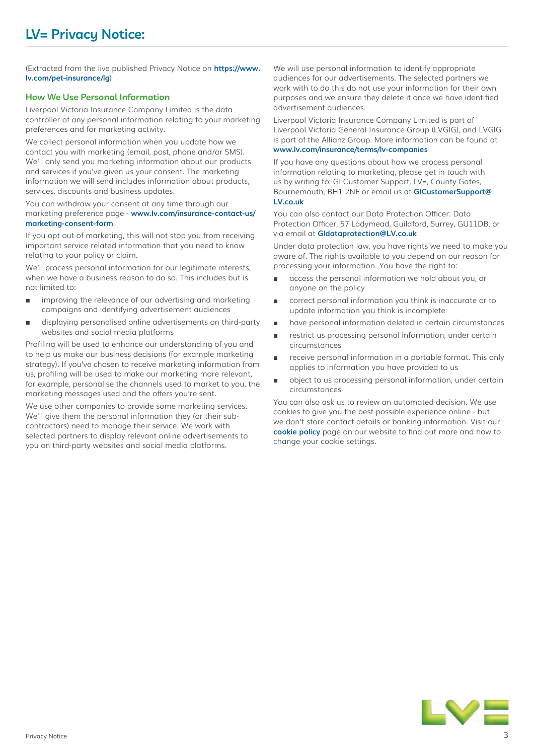# LV= Privacy Notice:

(Extracted from the live published Privacy Notice on **https://www.lv.com/pet-insurance/lg**)

## How We Use Personal Information

Liverpool Victoria Insurance Company Limited is the data controller of any personal information relating to your marketing preferences and for marketing activity.

We collect personal information when you update how we contact you with marketing (email, post, phone and/or SMS). We'll only send you marketing information about our products and services if you've given us your consent. The marketing information we will send includes information about products, services, discounts and business updates.

You can withdraw your consent at any time through our marketing preference page - **www.lv.com/insurance-contact-us/marketing-consent-form**

If you opt out of marketing, this will not stop you from receiving important service related information that you need to know relating to your policy or claim.

We'll process personal information for our legitimate interests, when we have a business reason to do so. This includes but is not limited to:

- improving the relevance of our advertising and marketing campaigns and identifying advertisement audiences
- displaying personalised online advertisements on third-party websites and social media platforms

Profiling will be used to enhance our understanding of you and to help us make our business decisions (for example marketing strategy). If you've chosen to receive marketing information from us, profiling will be used to make our marketing more relevant, for example, personalise the channels used to market to you, the marketing messages used and the offers you're sent.

We use other companies to provide some marketing services. We'll give them the personal information they (or their sub-contractors) need to manage their service. We work with selected partners to display relevant online advertisements to you on third-party websites and social media platforms.

We will use personal information to identify appropriate audiences for our advertisements. The selected partners we work with to do this do not use your information for their own purposes and we ensure they delete it once we have identified advertisement audiences.

Liverpool Victoria Insurance Company Limited is part of Liverpool Victoria General Insurance Group (LVGIG), and LVGIG is part of the Allianz Group. More information can be found at **www.lv.com/insurance/terms/lv-companies**

If you have any questions about how we process personal information relating to marketing, please get in touch with us by writing to: GI Customer Support, LV=, County Gates, Bournemouth, BH1 2NF or email us at **GICustomerSupport@LV.co.uk**

You can also contact our Data Protection Officer: Data Protection Officer, 57 Ladymead, Guildford, Surrey, GU11DB, or via email at **GIdataprotection@LV.co.uk**

Under data protection law, you have rights we need to make you aware of. The rights available to you depend on our reason for processing your information. You have the right to:

- access the personal information we hold about you, or anyone on the policy
- correct personal information you think is inaccurate or to update information you think is incomplete
- have personal information deleted in certain circumstances
- restrict us processing personal information, under certain circumstances
- receive personal information in a portable format. This only applies to information you have provided to us
- object to us processing personal information, under certain circumstances

You can also ask us to review an automated decision. We use cookies to give you the best possible experience online - but we don't store contact details or banking information. Visit our **cookie policy** page on our website to find out more and how to change your cookie settings.